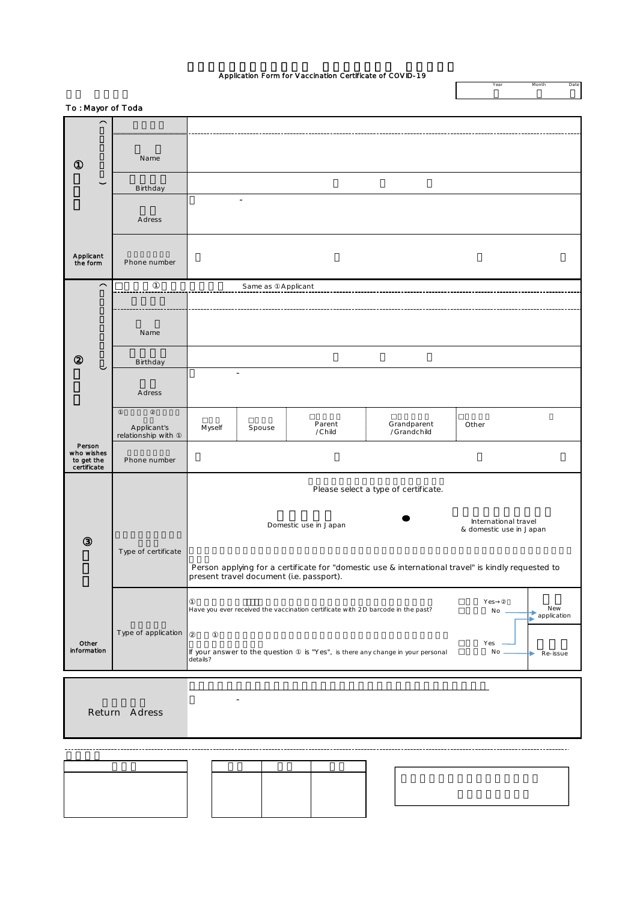# Application Form for Vaccination Certificate of COVID-19

| Year | Month | Date |
|---|---|---|
| | | |

To : Mayor of Toda

| | | |
|---|---|---|
| ① Applicant the form | | |
| | Name | |
| | Birthday | |
| | Adress | - |
| | Phone number | |
| ② Person who wishes to get the certificate | □ Same as ①Applicant | |
| | | |
| | Name | |
| | Birthday | |
| | Adress | - |
| | Applicant's relationship with ① | □ Myself □ Spouse □ Parent /Child □ Grandparent /Grandchild □ Other |
| | Phone number | |
| ③ Other information | Type of certificate | Please select a type of certificate.<br>Domestic use in Japan ● International travel & domestic use in Japan<br>Person applying for a certificate for "domestic use & international travel" is kindly requested to present travel document (i.e. passport). |
| | Type of application | ① Have you ever received the vaccination certificate with 2D barcode in the past? □ Yes→② □ No → New application<br>② If your answer to the question ① is "Yes", is there any change in your personal details? □ Yes → New application □ No → Re-issue |

| | |
|---|---|
| Return Adress | - |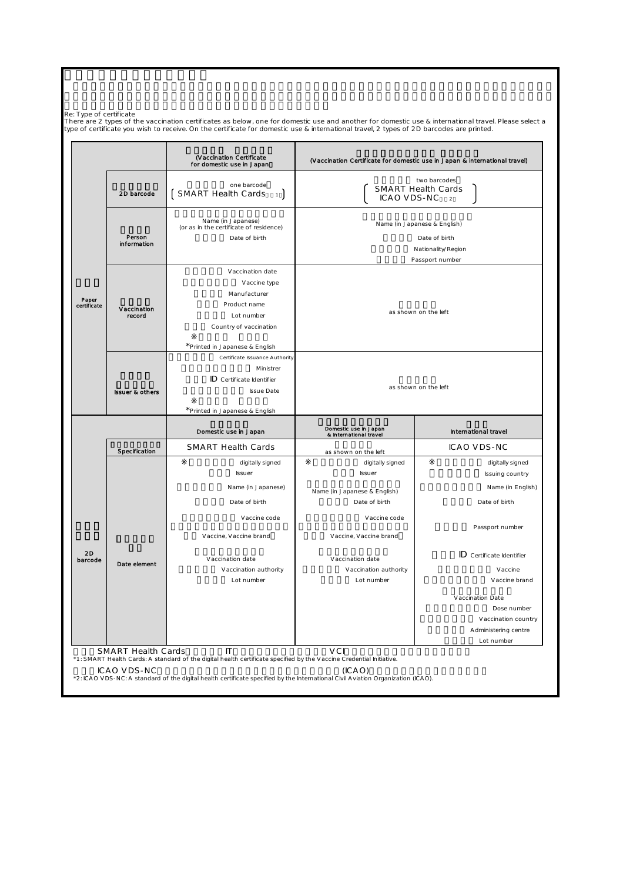Re: Type of certificate
There are 2 types of the vaccination certificates as below, one for domestic use and another for domestic use & international travel. Please select a type of certificate you wish to receive. On the certificate for domestic use & international travel, 2 types of 2D barcodes are printed.

| | | (Vaccination Certificate for domestic use in Japan) | (Vaccination Certificate for domestic use in Japan & international travel) | |
|---|---|---|---|---|
| Paper certificate | 2D barcode | one barcode [ SMART Health Cards 1 ] | two barcodes [ SMART Health Cards ICAO VDS-NC 2 ] | |
| | Person information | Name (in Japanese) (or as in the certificate of residence)<br>Date of birth | Name (in Japanese & English)<br>Date of birth<br>Nationality/Region<br>Passport number | |
| | Vaccination record | Vaccination date<br>Vaccine type<br>Manufacturer<br>Product name<br>Lot number<br>Country of vaccination<br>※<br>*Printed in Japanese & English | as shown on the left | |
| | Issuer & others | Certificate Issuance Authority<br>Ministrer<br>ID Certificate Identifier<br>Issue Date<br>※<br>*Printed in Japanese & English | as shown on the left | |
| 2D barcode | | Domestic use in Japan | Domestic use in Japan & International travel | International travel |
| | Specification | SMART Health Cards | as shown on the left | ICAO VDS-NC |
| | Date element | ※ digitally signed<br>Issuer<br>Name (in Japanese)<br>Date of birth<br>Vaccine code<br>Vaccine, Vaccine brand<br>Vaccination date<br>Vaccination authority<br>Lot number | ※ digitally signed<br>Issuer<br>Name (in Japanese & English)<br>Date of birth<br>Vaccine code<br>Vaccine, Vaccine brand<br>Vaccination date<br>Vaccination authority<br>Lot number | ※ digitally signed<br>Issuing country<br>Name (in English)<br>Date of birth<br>Passport number<br>ID Certificate Identifier<br>Vaccine<br>Vaccine brand<br>Vaccination Date<br>Dose number<br>Vaccination country<br>Administering centre<br>Lot number |

SMART Health Cards IT VCI
*1: SMART Health Cards: A standard of the digital health certificate specified by the Vaccine Credential Initiative.

ICAO VDS-NC (ICAO)
*2: ICAO VDS-NC: A standard of the digital health certificate specified by the International Civil Aviation Organization (ICAO).